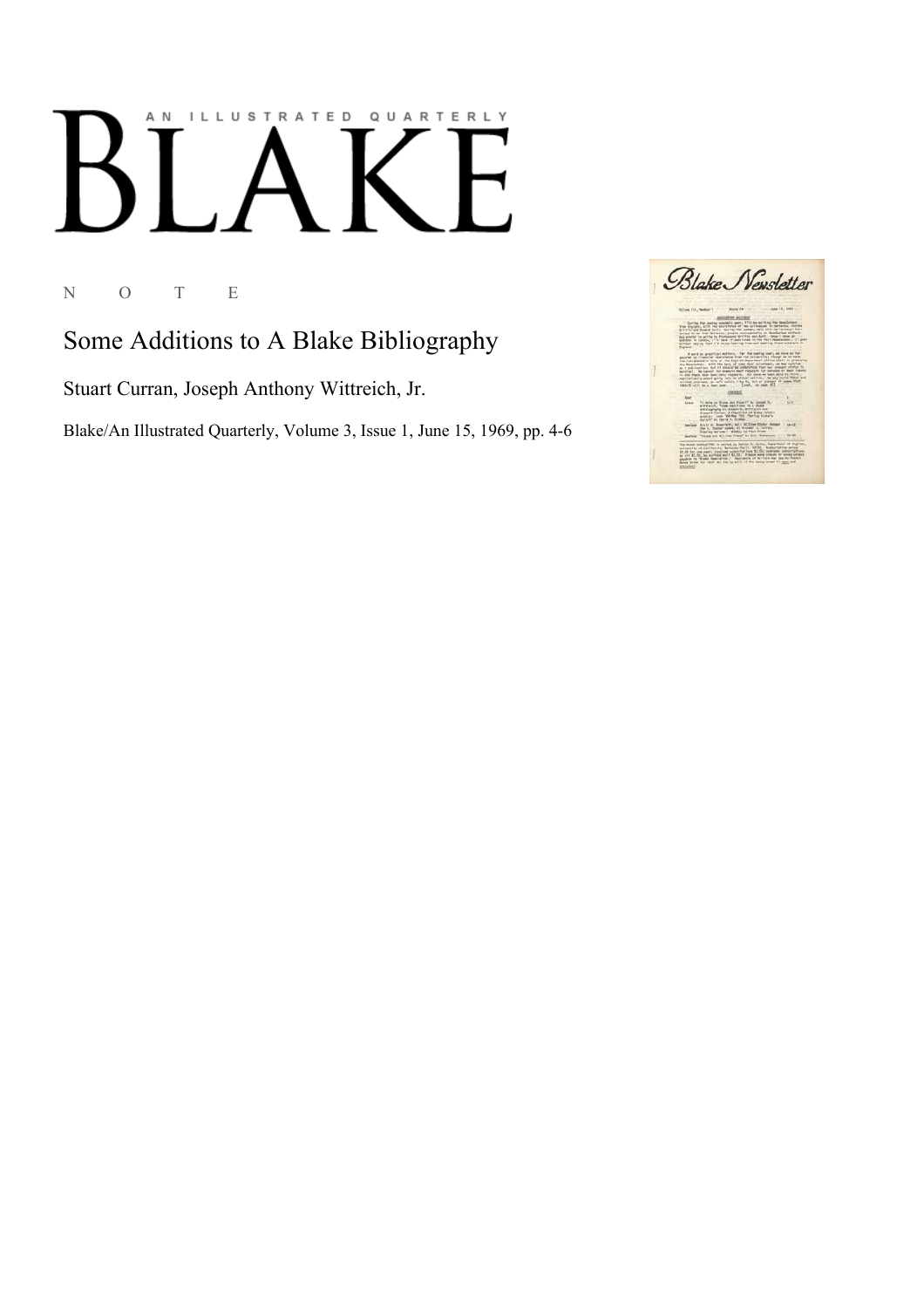AN ILLUSTRATED QUARTERLY

# BLAKE

N O T E

## Some Additions to A Blake Bibliography

Stuart Curran, Joseph Anthony Wittreich, Jr.

Blake/An Illustrated Quarterly, Volume 3, Issue 1, June 15, 1969, pp. 4-6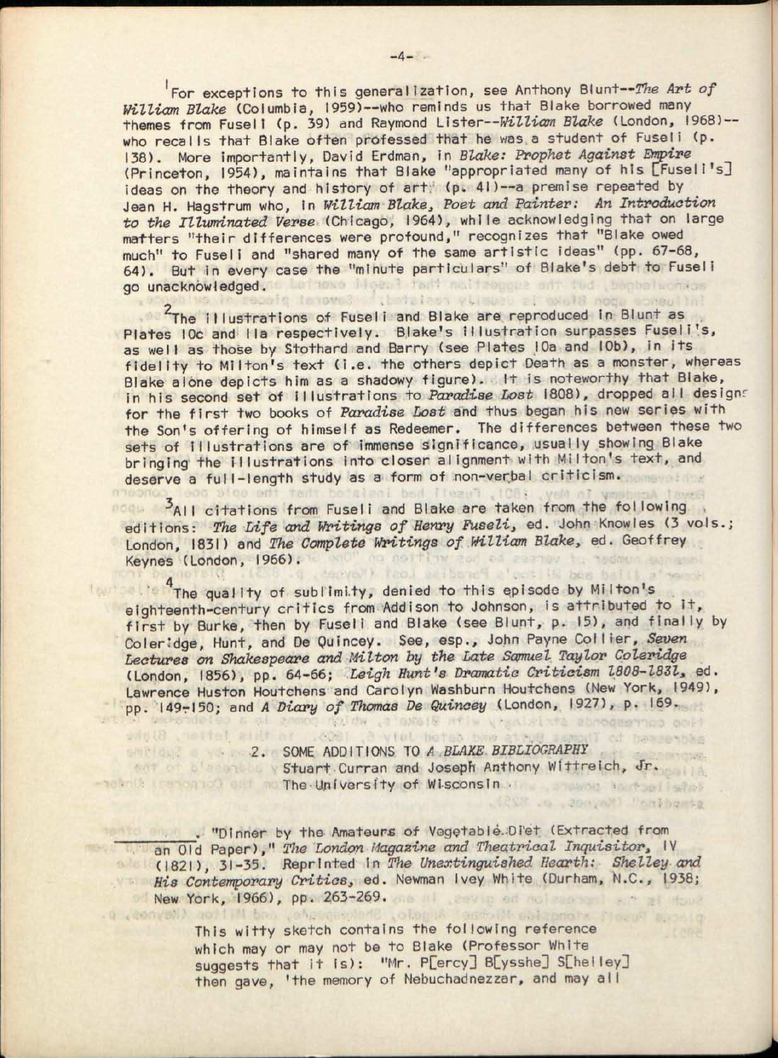[1]For exceptions to this generalization, see Anthony Blunt--*The Art of William Blake* (Columbia, 1959)--who reminds us that Blake borrowed many themes from Fuseli (p. 39) and Raymond Lister--*William Blake* (London, 1968)--who recalls that Blake often professed that he was a student of Fuseli (p. 138). More importantly, David Erdman, in *Blake: Prophet Against Empire* (Princeton, 1954), maintains that Blake "appropriated many of his [Fuseli's] ideas on the theory and history of art" (p. 41)--a premise repeated by Jean H. Hagstrum who, in *William Blake, Poet and Painter: An Introduction to the Illuminated Verse* (Chicago, 1964), while acknowledging that on large matters "their differences were profound," recognizes that "Blake owed much" to Fuseli and "shared many of the same artistic ideas" (pp. 67-68, 64). But in every case the "minute particulars" of Blake's debt to Fuseli go unacknowledged.

[2]The illustrations of Fuseli and Blake are reproduced in Blunt as Plates 10c and 11a respectively. Blake's illustration surpasses Fuseli's, as well as those by Stothard and Barry (see Plates 10a and 10b), in its fidelity to Milton's text (i.e. the others depict Death as a monster, whereas Blake alone depicts him as a shadowy figure). It is noteworthy that Blake, in his second set of illustrations to *Paradise Lost* 1808), dropped all designs for the first two books of *Paradise Lost* and thus began his new series with the Son's offering of himself as Redeemer. The differences between these two sets of illustrations are of immense significance, usually showing Blake bringing the illustrations into closer alignment with Milton's text, and deserve a full-length study as a form of non-verbal criticism.

[3]All citations from Fuseli and Blake are taken from the following editions: *The Life and Writings of Henry Fuseli*, ed. John Knowles (3 vols.; London, 1831) and *The Complete Writings of William Blake*, ed. Geoffrey Keynes (London, 1966).

[4]The quality of sublimity, denied to this episode by Milton's eighteenth-century critics from Addison to Johnson, is attributed to it, first by Burke, then by Fuseli and Blake (see Blunt, p. 15), and finally by Coleridge, Hunt, and De Quincey. See, esp., John Payne Collier, *Seven Lectures on Shakespeare and Milton by the Late Samuel Taylor Coleridge* (London, 1856), pp. 64-66; *Leigh Hunt's Dramatic Criticism 1808-1831*, ed. Lawrence Huston Houtchens and Carolyn Washburn Houtchens (New York, 1949), pp. 149-150; and *A Diary of Thomas De Quincey* (London, 1927), p. 169.

## 2. SOME ADDITIONS TO *A BLAKE BIBLIOGRAPHY*

Stuart Curran and Joseph Anthony Wittreich, Jr.
The University of Wisconsin

________. "Dinner by the Amateurs of Vegetable Diet (Extracted from an Old Paper)," *The London Magazine and Theatrical Inquisitor*, IV (1821), 31-35. Reprinted in *The Unextinguished Hearth: Shelley and His Contemporary Critics*, ed. Newman Ivey White (Durham, N.C., 1938; New York, 1966), pp. 263-269.

> This witty sketch contains the following reference which may or may not be to Blake (Professor White suggests that it is): "Mr. P[ercy] B[ysshe] S[helley] then gave, 'the memory of Nebuchadnezzar, and may all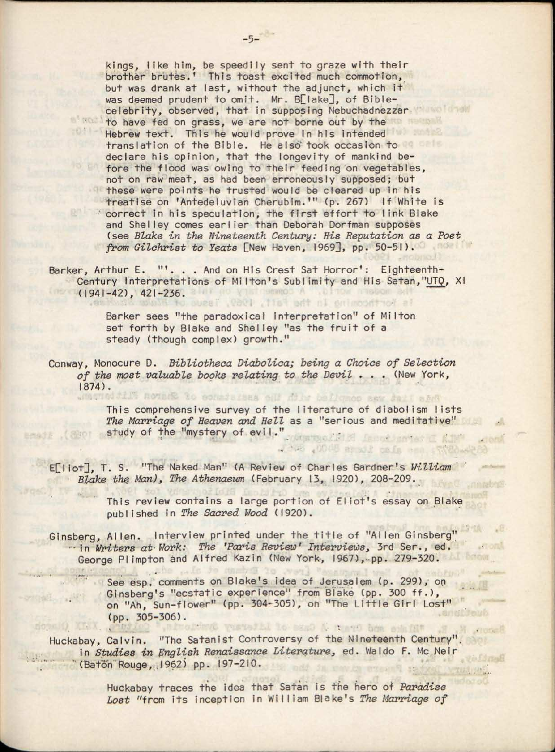kings, like him, be speedily sent to graze with their brother brutes.' This toast excited much commotion, but was drank at last, without the adjunct, which it was deemed prudent to omit. Mr. B[lake], of Bible-celebrity, observed, that in supposing Nebuchadnezzar to have fed on grass, we are not borne out by the Hebrew text. This he would prove in his intended translation of the Bible. He also took occasion to declare his opinion, that the longevity of mankind before the flood was owing to their feeding on vegetables, not on raw meat, as had been erroneously supposed; but these were points he trusted would be cleared up in his treatise on 'Antedeluvian Cherubim.'" (p. 267) If White is correct in his speculation, the first effort to link Blake and Shelley comes earlier than Deborah Dorfman supposes (see *Blake in the Nineteenth Century: His Reputation as a Poet from Gilchrist to Yeats* [New Haven, 1969], pp. 50-51).

Barker, Arthur E. "'. . . And on His Crest Sat Horror': Eighteenth-Century Interpretations of Milton's Sublimity and His Satan," UTQ, XI (1941-42), 421-236.

> Barker sees "the paradoxical interpretation" of Milton set forth by Blake and Shelley "as the fruit of a steady (though complex) growth."

Conway, Monocure D. *Bibliotheca Diabolica; being a Choice of Selection of the most valuable books relating to the Devil . . .* (New York, 1874).

> This comprehensive survey of the literature of diabolism lists *The Marriage of Heaven and Hell* as a "serious and meditative" study of the "mystery of evil."

E[liot], T. S. "The Naked Man" (A Review of Charles Gardner's *William Blake the Man*), *The Athenaeum* (February 13, 1920), 208-209.

> This review contains a large portion of Eliot's essay on Blake published in *The Sacred Wood* (1920).

Ginsberg, Allen. Interview printed under the title of "Allen Ginsberg" in *Writers at Work: The 'Paris Review' Interviews*, 3rd Ser., ed. George Plimpton and Alfred Kazin (New York, 1967), pp. 279-320.

> See esp. comments on Blake's idea of Jerusalem (p. 299), on Ginsberg's "ecstatic experience" from Blake (pp. 300 ff.), on "Ah, Sun-flower" (pp. 304-305), on "The Little Girl Lost" (pp. 305-306).

Huckabay, Calvin. "The Satanist Controversy of the Nineteenth Century". in *Studies in English Renaissance Literature*, ed. Waldo F. Mc Neir (Baton Rouge, 1962) pp. 197-210.

> Huckabay traces the idea that Satan is the hero of *Paradise Lost* "from its inception in William Blake's *The Marriage of*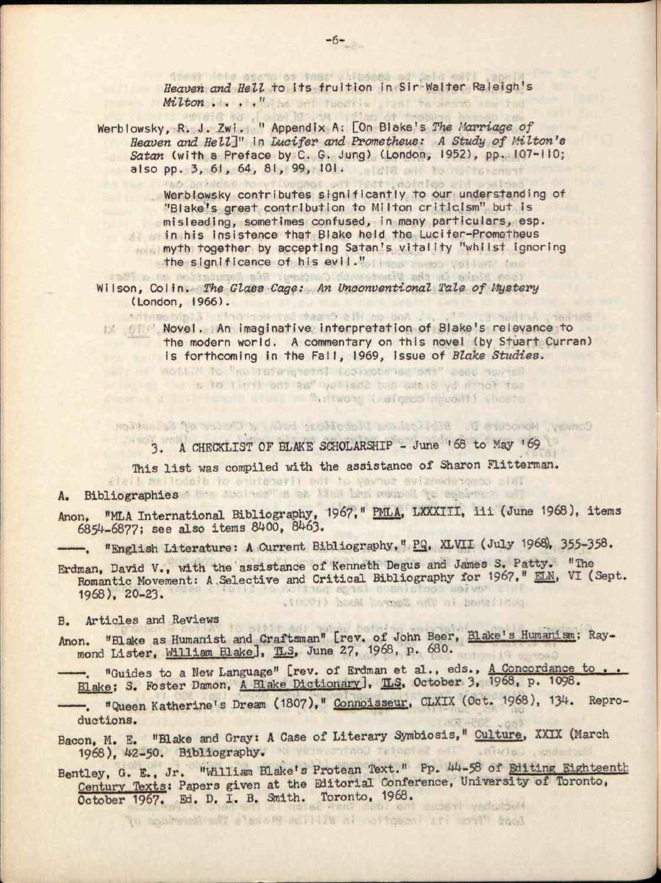*Heaven and Hell* to its fruition in Sir Walter Raleigh's *Milton* . . . ."

Werblowsky, R. J. Zwi. " Appendix A: [On Blake's *The Marriage of Heaven and Hell*]" in *Lucifer and Prometheus: A Study of Milton's Satan* (with a Preface by C. G. Jung) (London, 1952), pp. 107-110; also pp. 3, 61, 64, 81, 99, 101.

> Werblowsky contributes significantly to our understanding of "Blake's great contribution to Milton criticism" but is misleading, sometimes confused, in many particulars, esp. in his insistence that Blake held the Lucifer-Prometheus myth together by accepting Satan's vitality "whilst ignoring the significance of his evil."

Wilson, Colin. *The Glass Cage: An Unconventional Tale of Mystery* (London, 1966).

> Novel. An imaginative interpretation of Blake's relevance to the modern world. A commentary on this novel (by Stuart Curran) is forthcoming in the Fall, 1969, issue of *Blake Studies*.

## 3. A CHECKLIST OF BLAKE SCHOLARSHIP - June '68 to May '69

This list was compiled with the assistance of Sharon Flitterman.

### A. Bibliographies

Anon. "MLA International Bibliography, 1967," PMLA, LXXXIII, iii (June 1968), items 6854-6877; see also items 8400, 8463.

——. "English Literature: A Current Bibliography," PQ, XLVII (July 1968), 355-358.

Erdman, David V., with the assistance of Kenneth Degus and James S. Patty. "The Romantic Movement: A Selective and Critical Bibliography for 1967," ELN, VI (Sept. 1968), 20-23.

### B. Articles and Reviews

Anon. "Blake as Humanist and Craftsman" [rev. of John Beer, Blake's Humanism; Raymond Lister, William Blake], TLS, June 27, 1968, p. 680.

——. "Guides to a New Language" [rev. of Erdman et al., eds., A Concordance to . . . Blake; S. Foster Damon, A Blake Dictionary], TLS, October 3, 1968, p. 1098.

——. "Queen Katherine's Dream (1807)," Connoisseur, CLXIX (Oct. 1968), 134. Reproductions.

Bacon, M. E. "Blake and Gray: A Case of Literary Symbiosis," Culture, XXIX (March 1968), 42-50. Bibliography.

Bentley, G. E., Jr. "William Blake's Protean Text." Pp. 44-58 of Editing Eighteenth Century Texts: Papers given at the Editorial Conference, University of Toronto, October 1967. Ed. D. I. B. Smith. Toronto, 1968.